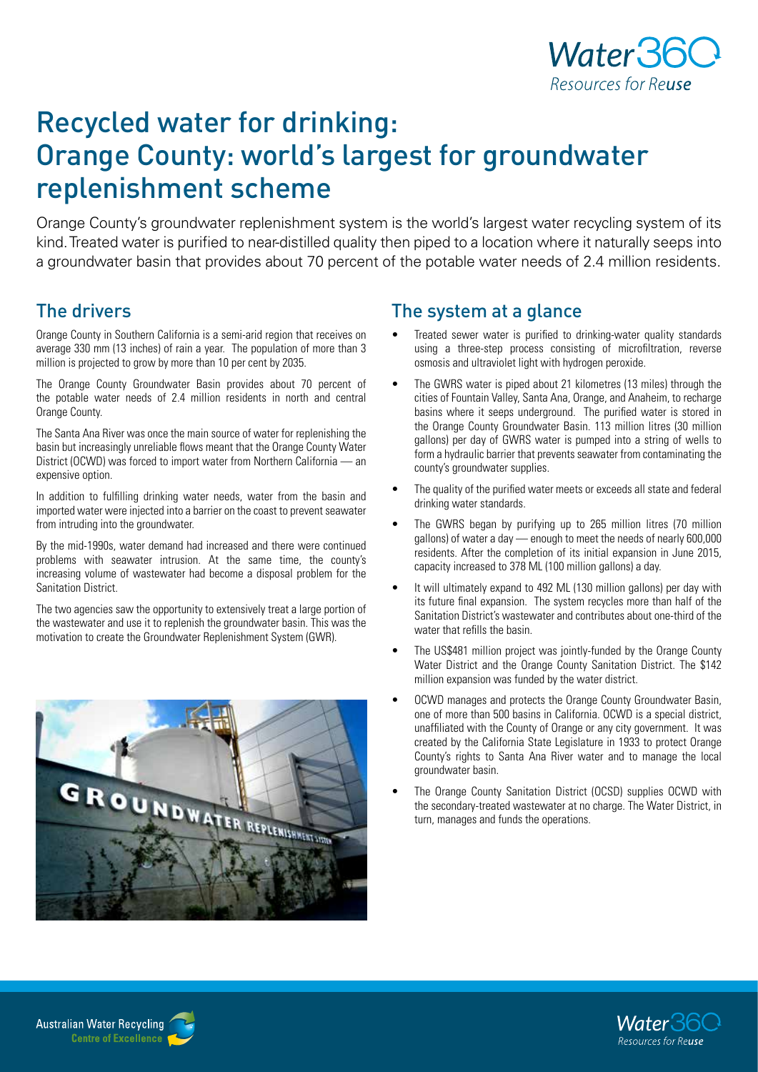# Recycled water for drinking: Orange County: world's largest for groundwater replenishment scheme

Orange County's groundwater replenishment system is the world's largest water recycling system of its kind. Treated water is purified to near-distilled quality then piped to a location where it naturally seeps into a groundwater basin that provides about 70 percent of the potable water needs of 2.4 million residents.

## The drivers

Orange County in Southern California is a semi-arid region that receives on average 330 mm (13 inches) of rain a year. The population of more than 3 million is projected to grow by more than 10 per cent by 2035.

The Orange County Groundwater Basin provides about 70 percent of the potable water needs of 2.4 million residents in north and central Orange County.

The Santa Ana River was once the main source of water for replenishing the basin but increasingly unreliable flows meant that the Orange County Water District (OCWD) was forced to import water from Northern California — an expensive option.

In addition to fulfilling drinking water needs, water from the basin and imported water were injected into a barrier on the coast to prevent seawater from intruding into the groundwater.

By the mid-1990s, water demand had increased and there were continued problems with seawater intrusion. At the same time, the county's increasing volume of wastewater had become a disposal problem for the Sanitation District.

The two agencies saw the opportunity to extensively treat a large portion of the wastewater and use it to replenish the groundwater basin. This was the motivation to create the Groundwater Replenishment System (GWR).

## The system at a glance

- Treated sewer water is purified to drinking-water quality standards using a three-step process consisting of microfiltration, reverse osmosis and ultraviolet light with hydrogen peroxide.
- The GWRS water is piped about 21 kilometres (13 miles) through the cities of Fountain Valley, Santa Ana, Orange, and Anaheim, to recharge basins where it seeps underground. The purified water is stored in the Orange County Groundwater Basin. 113 million litres (30 million gallons) per day of GWRS water is pumped into a string of wells to form a hydraulic barrier that prevents seawater from contaminating the county's groundwater supplies.
- The quality of the purified water meets or exceeds all state and federal drinking water standards.
- The GWRS began by purifying up to 265 million litres (70 million gallons) of water a day — enough to meet the needs of nearly 600,000 residents. After the completion of its initial expansion in June 2015, capacity increased to 378 ML (100 million gallons) a day.
- It will ultimately expand to 492 ML (130 million gallons) per day with its future final expansion. The system recycles more than half of the Sanitation District's wastewater and contributes about one-third of the water that refills the basin.
- The US$481 million project was jointly-funded by the Orange County Water District and the Orange County Sanitation District. The $142 million expansion was funded by the water district.
- OCWD manages and protects the Orange County Groundwater Basin, one of more than 500 basins in California. OCWD is a special district, unaffiliated with the County of Orange or any city government. It was created by the California State Legislature in 1933 to protect Orange County's rights to Santa Ana River water and to manage the local groundwater basin.
- The Orange County Sanitation District (OCSD) supplies OCWD with the secondary-treated wastewater at no charge. The Water District, in turn, manages and funds the operations.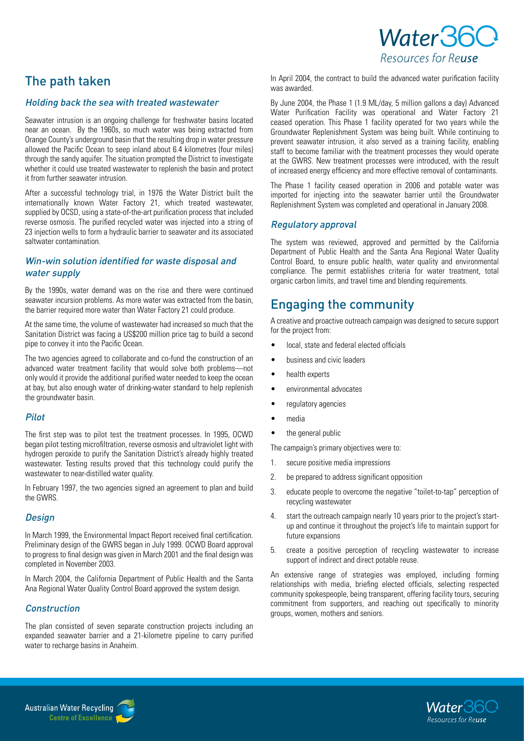## The path taken

### *Holding back the sea with treated wastewater*

Seawater intrusion is an ongoing challenge for freshwater basins located near an ocean. By the 1960s, so much water was being extracted from Orange County's underground basin that the resulting drop in water pressure allowed the Pacific Ocean to seep inland about 6.4 kilometres (four miles) through the sandy aquifer. The situation prompted the District to investigate whether it could use treated wastewater to replenish the basin and protect it from further seawater intrusion.

After a successful technology trial, in 1976 the Water District built the internationally known Water Factory 21, which treated wastewater, supplied by OCSD, using a state-of-the-art purification process that included reverse osmosis. The purified recycled water was injected into a string of 23 injection wells to form a hydraulic barrier to seawater and its associated saltwater contamination.

### *Win-win solution identified for waste disposal and water supply*

By the 1990s, water demand was on the rise and there were continued seawater incursion problems. As more water was extracted from the basin, the barrier required more water than Water Factory 21 could produce.

At the same time, the volume of wastewater had increased so much that the Sanitation District was facing a US$200 million price tag to build a second pipe to convey it into the Pacific Ocean.

The two agencies agreed to collaborate and co-fund the construction of an advanced water treatment facility that would solve both problems—not only would it provide the additional purified water needed to keep the ocean at bay, but also enough water of drinking-water standard to help replenish the groundwater basin.

### *Pilot*

The first step was to pilot test the treatment processes. In 1995, OCWD began pilot testing microfiltration, reverse osmosis and ultraviolet light with hydrogen peroxide to purify the Sanitation District's already highly treated wastewater. Testing results proved that this technology could purify the wastewater to near-distilled water quality.

In February 1997, the two agencies signed an agreement to plan and build the GWRS.

### *Design*

In March 1999, the Environmental Impact Report received final certification. Preliminary design of the GWRS began in July 1999. OCWD Board approval to progress to final design was given in March 2001 and the final design was completed in November 2003.

In March 2004, the California Department of Public Health and the Santa Ana Regional Water Quality Control Board approved the system design.

### *Construction*

The plan consisted of seven separate construction projects including an expanded seawater barrier and a 21-kilometre pipeline to carry purified water to recharge basins in Anaheim.

In April 2004, the contract to build the advanced water purification facility was awarded.

By June 2004, the Phase 1 (1.9 ML/day, 5 million gallons a day) Advanced Water Purification Facility was operational and Water Factory 21 ceased operation. This Phase 1 facility operated for two years while the Groundwater Replenishment System was being built. While continuing to prevent seawater intrusion, it also served as a training facility, enabling staff to become familiar with the treatment processes they would operate at the GWRS. New treatment processes were introduced, with the result of increased energy efficiency and more effective removal of contaminants.

The Phase 1 facility ceased operation in 2006 and potable water was imported for injecting into the seawater barrier until the Groundwater Replenishment System was completed and operational in January 2008.

### *Regulatory approval*

The system was reviewed, approved and permitted by the California Department of Public Health and the Santa Ana Regional Water Quality Control Board, to ensure public health, water quality and environmental compliance. The permit establishes criteria for water treatment, total organic carbon limits, and travel time and blending requirements.

## Engaging the community

A creative and proactive outreach campaign was designed to secure support for the project from:

- local, state and federal elected officials
- business and civic leaders
- health experts
- environmental advocates
- regulatory agencies
- media
- the general public

The campaign's primary objectives were to:

1. secure positive media impressions
2. be prepared to address significant opposition
3. educate people to overcome the negative "toilet-to-tap" perception of recycling wastewater
4. start the outreach campaign nearly 10 years prior to the project's start-up and continue it throughout the project's life to maintain support for future expansions
5. create a positive perception of recycling wastewater to increase support of indirect and direct potable reuse.

An extensive range of strategies was employed, including forming relationships with media, briefing elected officials, selecting respected community spokespeople, being transparent, offering facility tours, securing commitment from supporters, and reaching out specifically to minority groups, women, mothers and seniors.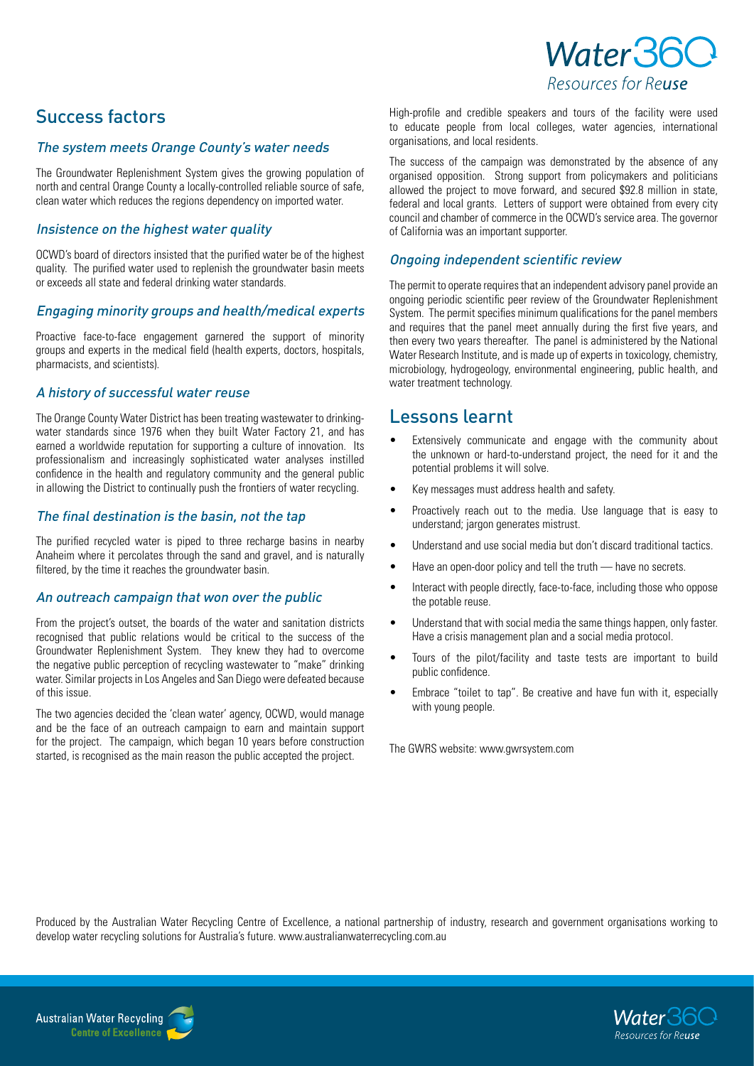## Success factors

### *The system meets Orange County's water needs*

The Groundwater Replenishment System gives the growing population of north and central Orange County a locally-controlled reliable source of safe, clean water which reduces the regions dependency on imported water.

### *Insistence on the highest water quality*

OCWD's board of directors insisted that the purified water be of the highest quality. The purified water used to replenish the groundwater basin meets or exceeds all state and federal drinking water standards.

### *Engaging minority groups and health/medical experts*

Proactive face-to-face engagement garnered the support of minority groups and experts in the medical field (health experts, doctors, hospitals, pharmacist, and scientists).

### *A history of successful water reuse*

The Orange County Water District has been treating wastewater to drinking-water standards since 1976 when they built Water Factory 21, and has earned a worldwide reputation for supporting a culture of innovation. Its professionalism and increasingly sophisticated water analyses instilled confidence in the health and regulatory community and the general public in allowing the District to continually push the frontiers of water recycling.

### *The final destination is the basin, not the tap*

The purified recycled water is piped to three recharge basins in nearby Anaheim where it percolates through the sand and gravel, and is naturally filtered, by the time it reaches the groundwater basin.

### *An outreach campaign that won over the public*

From the project's outset, the boards of the water and sanitation districts recognised that public relations would be critical to the success of the Groundwater Replenishment System. They knew they had to overcome the negative public perception of recycling wastewater to "make" drinking water. Similar projects in Los Angeles and San Diego were defeated because of this issue.

The two agencies decided the 'clean water' agency, OCWD, would manage and be the face of an outreach campaign to earn and maintain support for the project. The campaign, which began 10 years before construction started, is recognised as the main reason the public accepted the project.

High-profile and credible speakers and tours of the facility were used to educate people from local colleges, water agencies, international organisations, and local residents.

The success of the campaign was demonstrated by the absence of any organised opposition. Strong support from policymakers and politicians allowed the project to move forward, and secured $92.8 million in state, federal and local grants. Letters of support were obtained from every city council and chamber of commerce in the OCWD's service area. The governor of California was an important supporter.

### *Ongoing independent scientific review*

The permit to operate requires that an independent advisory panel provide an ongoing periodic scientific peer review of the Groundwater Replenishment System. The permit specifies minimum qualifications for the panel members and requires that the panel meet annually during the first five years, and then every two years thereafter. The panel is administered by the National Water Research Institute, and is made up of experts in toxicology, chemistry, microbiology, hydrogeology, environmental engineering, public health, and water treatment technology.

## Lessons learnt

- Extensively communicate and engage with the community about the unknown or hard-to-understand project, the need for it and the potential problems it will solve.
- Key messages must address health and safety.
- Proactively reach out to the media. Use language that is easy to understand; jargon generates mistrust.
- Understand and use social media but don't discard traditional tactics.
- Have an open-door policy and tell the truth — have no secrets.
- Interact with people directly, face-to-face, including those who oppose the potable reuse.
- Understand that with social media the same things happen, only faster. Have a crisis management plan and a social media protocol.
- Tours of the pilot/facility and taste tests are important to build public confidence.
- Embrace "toilet to tap". Be creative and have fun with it, especially with young people.

The GWRS website: www.gwrsystem.com

Produced by the Australian Water Recycling Centre of Excellence, a national partnership of industry, research and government organisations working to develop water recycling solutions for Australia's future. www.australianwaterrecycling.com.au